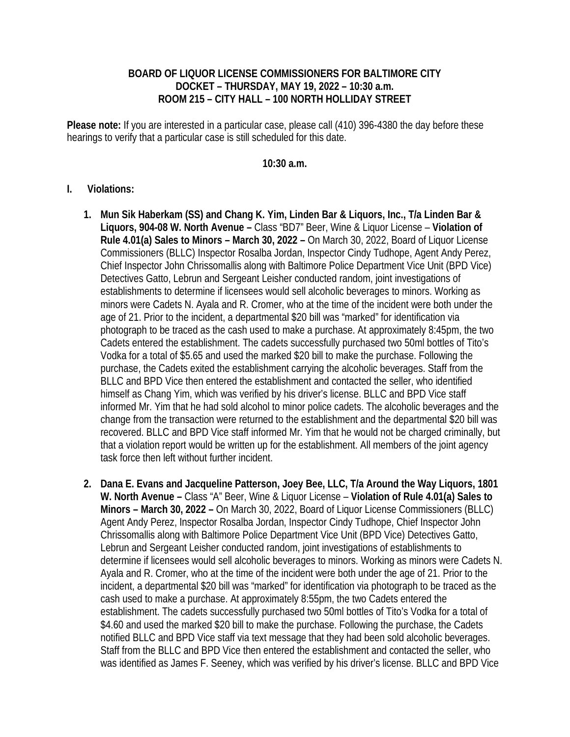**BOARD OF LIQUOR LICENSE COMMISSIONERS FOR BALTIMORE CITY**
**DOCKET – THURSDAY, MAY 19, 2022 – 10:30 a.m.**
**ROOM 215 – CITY HALL – 100 NORTH HOLLIDAY STREET**

**Please note:** If you are interested in a particular case, please call (410) 396-4380 the day before these hearings to verify that a particular case is still scheduled for this date.

**10:30 a.m.**

## I. Violations:

1. **Mun Sik Haberkam (SS) and Chang K. Yim, Linden Bar & Liquors, Inc., T/a Linden Bar & Liquors, 904-08 W. North Avenue –** Class "BD7" Beer, Wine & Liquor License – **Violation of Rule 4.01(a) Sales to Minors – March 30, 2022 –** On March 30, 2022, Board of Liquor License Commissioners (BLLC) Inspector Rosalba Jordan, Inspector Cindy Tudhope, Agent Andy Perez, Chief Inspector John Chrissomallis along with Baltimore Police Department Vice Unit (BPD Vice) Detectives Gatto, Lebrun and Sergeant Leisher conducted random, joint investigations of establishments to determine if licensees would sell alcoholic beverages to minors. Working as minors were Cadets N. Ayala and R. Cromer, who at the time of the incident were both under the age of 21. Prior to the incident, a departmental $20 bill was "marked" for identification via photograph to be traced as the cash used to make a purchase. At approximately 8:45pm, the two Cadets entered the establishment. The cadets successfully purchased two 50ml bottles of Tito's Vodka for a total of $5.65 and used the marked $20 bill to make the purchase. Following the purchase, the Cadets exited the establishment carrying the alcoholic beverages. Staff from the BLLC and BPD Vice then entered the establishment and contacted the seller, who identified himself as Chang Yim, which was verified by his driver's license. BLLC and BPD Vice staff informed Mr. Yim that he had sold alcohol to minor police cadets. The alcoholic beverages and the change from the transaction were returned to the establishment and the departmental $20 bill was recovered. BLLC and BPD Vice staff informed Mr. Yim that he would not be charged criminally, but that a violation report would be written up for the establishment. All members of the joint agency task force then left without further incident.

2. **Dana E. Evans and Jacqueline Patterson, Joey Bee, LLC, T/a Around the Way Liquors, 1801 W. North Avenue –** Class "A" Beer, Wine & Liquor License – **Violation of Rule 4.01(a) Sales to Minors – March 30, 2022 –** On March 30, 2022, Board of Liquor License Commissioners (BLLC) Agent Andy Perez, Inspector Rosalba Jordan, Inspector Cindy Tudhope, Chief Inspector John Chrissomallis along with Baltimore Police Department Vice Unit (BPD Vice) Detectives Gatto, Lebrun and Sergeant Leisher conducted random, joint investigations of establishments to determine if licensees would sell alcoholic beverages to minors. Working as minors were Cadets N. Ayala and R. Cromer, who at the time of the incident were both under the age of 21. Prior to the incident, a departmental $20 bill was "marked" for identification via photograph to be traced as the cash used to make a purchase. At approximately 8:55pm, the two Cadets entered the establishment. The cadets successfully purchased two 50ml bottles of Tito's Vodka for a total of $4.60 and used the marked $20 bill to make the purchase. Following the purchase, the Cadets notified BLLC and BPD Vice staff via text message that they had been sold alcoholic beverages. Staff from the BLLC and BPD Vice then entered the establishment and contacted the seller, who was identified as James F. Seeney, which was verified by his driver's license. BLLC and BPD Vice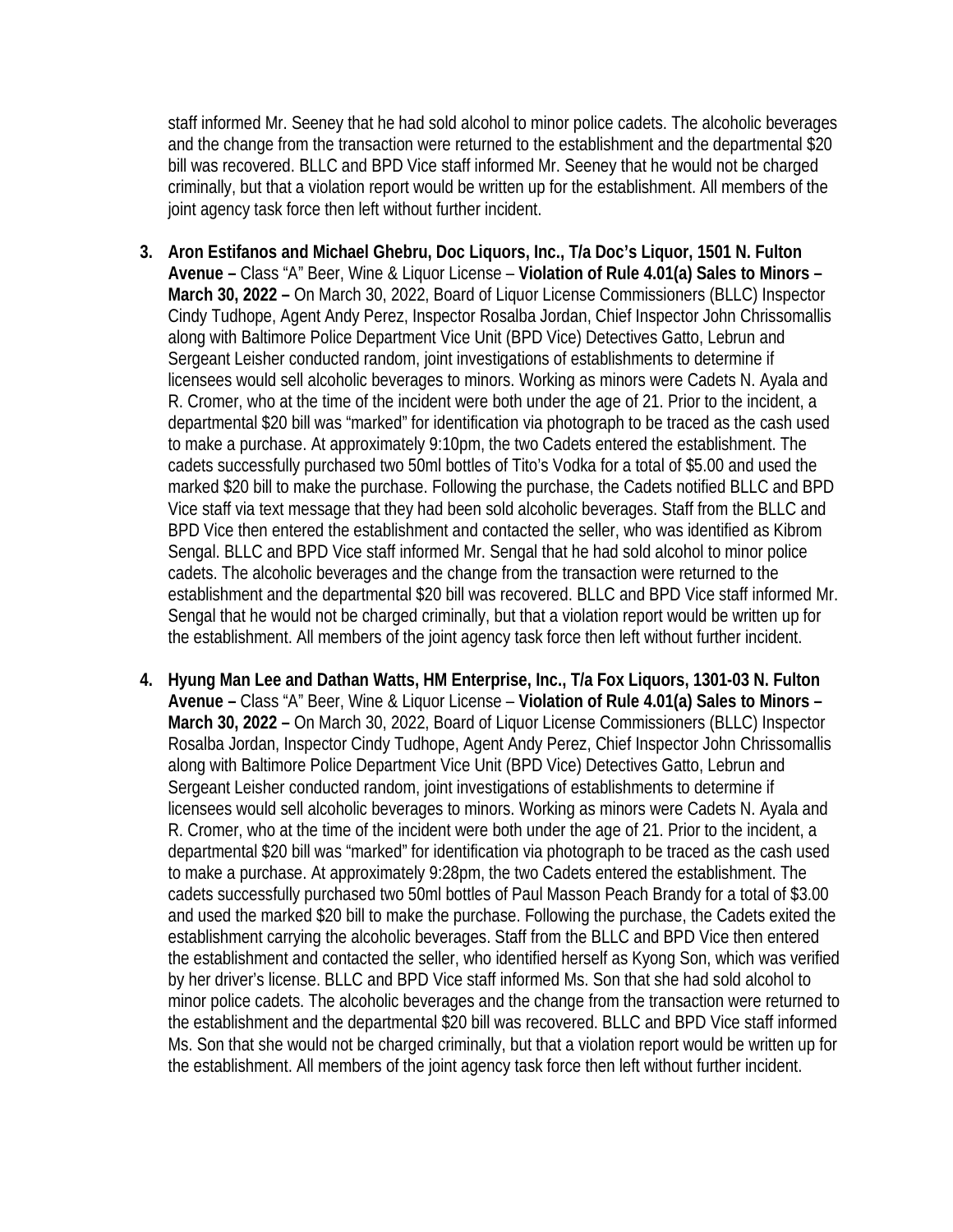staff informed Mr. Seeney that he had sold alcohol to minor police cadets. The alcoholic beverages and the change from the transaction were returned to the establishment and the departmental $20 bill was recovered. BLLC and BPD Vice staff informed Mr. Seeney that he would not be charged criminally, but that a violation report would be written up for the establishment. All members of the joint agency task force then left without further incident.

3. **Aron Estifanos and Michael Ghebru, Doc Liquors, Inc., T/a Doc's Liquor, 1501 N. Fulton Avenue –** Class "A" Beer, Wine & Liquor License – **Violation of Rule 4.01(a) Sales to Minors – March 30, 2022 –** On March 30, 2022, Board of Liquor License Commissioners (BLLC) Inspector Cindy Tudhope, Agent Andy Perez, Inspector Rosalba Jordan, Chief Inspector John Chrissomallis along with Baltimore Police Department Vice Unit (BPD Vice) Detectives Gatto, Lebrun and Sergeant Leisher conducted random, joint investigations of establishments to determine if licensees would sell alcoholic beverages to minors. Working as minors were Cadets N. Ayala and R. Cromer, who at the time of the incident were both under the age of 21. Prior to the incident, a departmental $20 bill was "marked" for identification via photograph to be traced as the cash used to make a purchase. At approximately 9:10pm, the two Cadets entered the establishment. The cadets successfully purchased two 50ml bottles of Tito's Vodka for a total of $5.00 and used the marked $20 bill to make the purchase. Following the purchase, the Cadets notified BLLC and BPD Vice staff via text message that they had been sold alcoholic beverages. Staff from the BLLC and BPD Vice then entered the establishment and contacted the seller, who was identified as Kibrom Sengal. BLLC and BPD Vice staff informed Mr. Sengal that he had sold alcohol to minor police cadets. The alcoholic beverages and the change from the transaction were returned to the establishment and the departmental $20 bill was recovered. BLLC and BPD Vice staff informed Mr. Sengal that he would not be charged criminally, but that a violation report would be written up for the establishment. All members of the joint agency task force then left without further incident.

4. **Hyung Man Lee and Dathan Watts, HM Enterprise, Inc., T/a Fox Liquors, 1301-03 N. Fulton Avenue –** Class "A" Beer, Wine & Liquor License – **Violation of Rule 4.01(a) Sales to Minors – March 30, 2022 –** On March 30, 2022, Board of Liquor License Commissioners (BLLC) Inspector Rosalba Jordan, Inspector Cindy Tudhope, Agent Andy Perez, Chief Inspector John Chrissomallis along with Baltimore Police Department Vice Unit (BPD Vice) Detectives Gatto, Lebrun and Sergeant Leisher conducted random, joint investigations of establishments to determine if licensees would sell alcoholic beverages to minors. Working as minors were Cadets N. Ayala and R. Cromer, who at the time of the incident were both under the age of 21. Prior to the incident, a departmental $20 bill was "marked" for identification via photograph to be traced as the cash used to make a purchase. At approximately 9:28pm, the two Cadets entered the establishment. The cadets successfully purchased two 50ml bottles of Paul Masson Peach Brandy for a total of $3.00 and used the marked $20 bill to make the purchase. Following the purchase, the Cadets exited the establishment carrying the alcoholic beverages. Staff from the BLLC and BPD Vice then entered the establishment and contacted the seller, who identified herself as Kyong Son, which was verified by her driver's license. BLLC and BPD Vice staff informed Ms. Son that she had sold alcohol to minor police cadets. The alcoholic beverages and the change from the transaction were returned to the establishment and the departmental $20 bill was recovered. BLLC and BPD Vice staff informed Ms. Son that she would not be charged criminally, but that a violation report would be written up for the establishment. All members of the joint agency task force then left without further incident.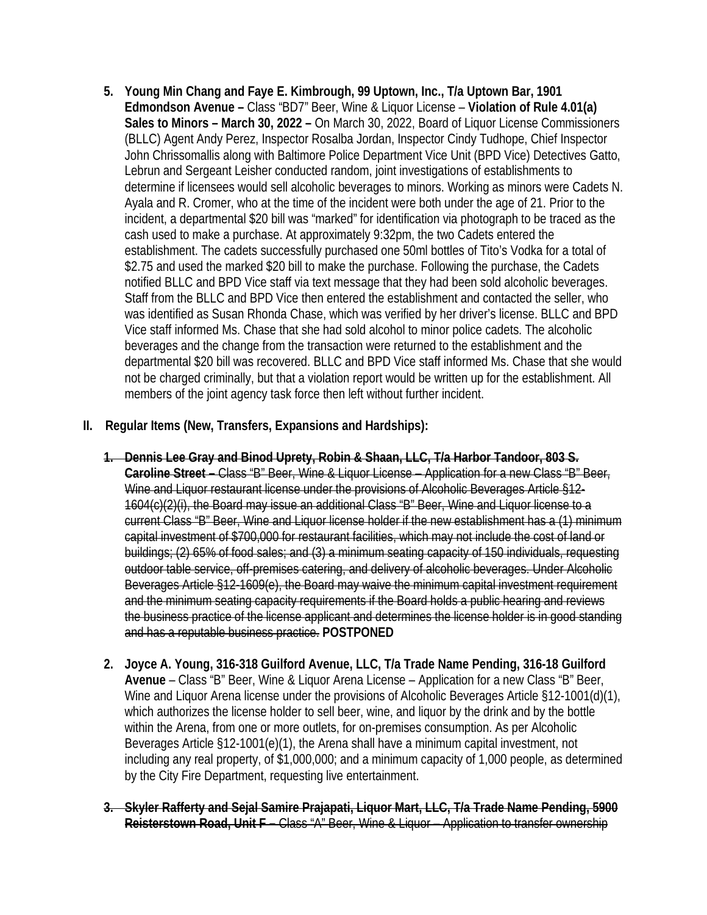5. **Young Min Chang and Faye E. Kimbrough, 99 Uptown, Inc., T/a Uptown Bar, 1901 Edmondson Avenue –** Class "BD7" Beer, Wine & Liquor License – **Violation of Rule 4.01(a) Sales to Minors – March 30, 2022 –** On March 30, 2022, Board of Liquor License Commissioners (BLLC) Agent Andy Perez, Inspector Rosalba Jordan, Inspector Cindy Tudhope, Chief Inspector John Chrissomallis along with Baltimore Police Department Vice Unit (BPD Vice) Detectives Gatto, Lebrun and Sergeant Leisher conducted random, joint investigations of establishments to determine if licensees would sell alcoholic beverages to minors. Working as minors were Cadets N. Ayala and R. Cromer, who at the time of the incident were both under the age of 21. Prior to the incident, a departmental $20 bill was "marked" for identification via photograph to be traced as the cash used to make a purchase. At approximately 9:32pm, the two Cadets entered the establishment. The cadets successfully purchased one 50ml bottles of Tito's Vodka for a total of $2.75 and used the marked $20 bill to make the purchase. Following the purchase, the Cadets notified BLLC and BPD Vice staff via text message that they had been sold alcoholic beverages. Staff from the BLLC and BPD Vice then entered the establishment and contacted the seller, who was identified as Susan Rhonda Chase, which was verified by her driver's license. BLLC and BPD Vice staff informed Ms. Chase that she had sold alcohol to minor police cadets. The alcoholic beverages and the change from the transaction were returned to the establishment and the departmental $20 bill was recovered. BLLC and BPD Vice staff informed Ms. Chase that she would not be charged criminally, but that a violation report would be written up for the establishment. All members of the joint agency task force then left without further incident.

## II. Regular Items (New, Transfers, Expansions and Hardships):

1. ~~**Dennis Lee Gray and Binod Uprety, Robin & Shaan, LLC, T/a Harbor Tandoor, 803 S. Caroline Street –** Class "B" Beer, Wine & Liquor License – Application for a new Class "B" Beer, Wine and Liquor restaurant license under the provisions of Alcoholic Beverages Article §12-1604(c)(2)(i), the Board may issue an additional Class "B" Beer, Wine and Liquor license to a current Class "B" Beer, Wine and Liquor license holder if the new establishment has a (1) minimum capital investment of $700,000 for restaurant facilities, which may not include the cost of land or buildings; (2) 65% of food sales; and (3) a minimum seating capacity of 150 individuals, requesting outdoor table service, off-premises catering, and delivery of alcoholic beverages. Under Alcoholic Beverages Article §12-1609(e), the Board may waive the minimum capital investment requirement and the minimum seating capacity requirements if the Board holds a public hearing and reviews the business practice of the license applicant and determines the license holder is in good standing and has a reputable business practice.~~ **POSTPONED**

2. **Joyce A. Young, 316-318 Guilford Avenue, LLC, T/a Trade Name Pending, 316-18 Guilford Avenue** – Class "B" Beer, Wine & Liquor Arena License – Application for a new Class "B" Beer, Wine and Liquor Arena license under the provisions of Alcoholic Beverages Article §12-1001(d)(1), which authorizes the license holder to sell beer, wine, and liquor by the drink and by the bottle within the Arena, from one or more outlets, for on-premises consumption. As per Alcoholic Beverages Article §12-1001(e)(1), the Arena shall have a minimum capital investment, not including any real property, of $1,000,000; and a minimum capacity of 1,000 people, as determined by the City Fire Department, requesting live entertainment.

3. ~~**Skyler Rafferty and Sejal Samire Prajapati, Liquor Mart, LLC, T/a Trade Name Pending, 5900 Reisterstown Road, Unit F –** Class "A" Beer, Wine & Liquor – Application to transfer ownership~~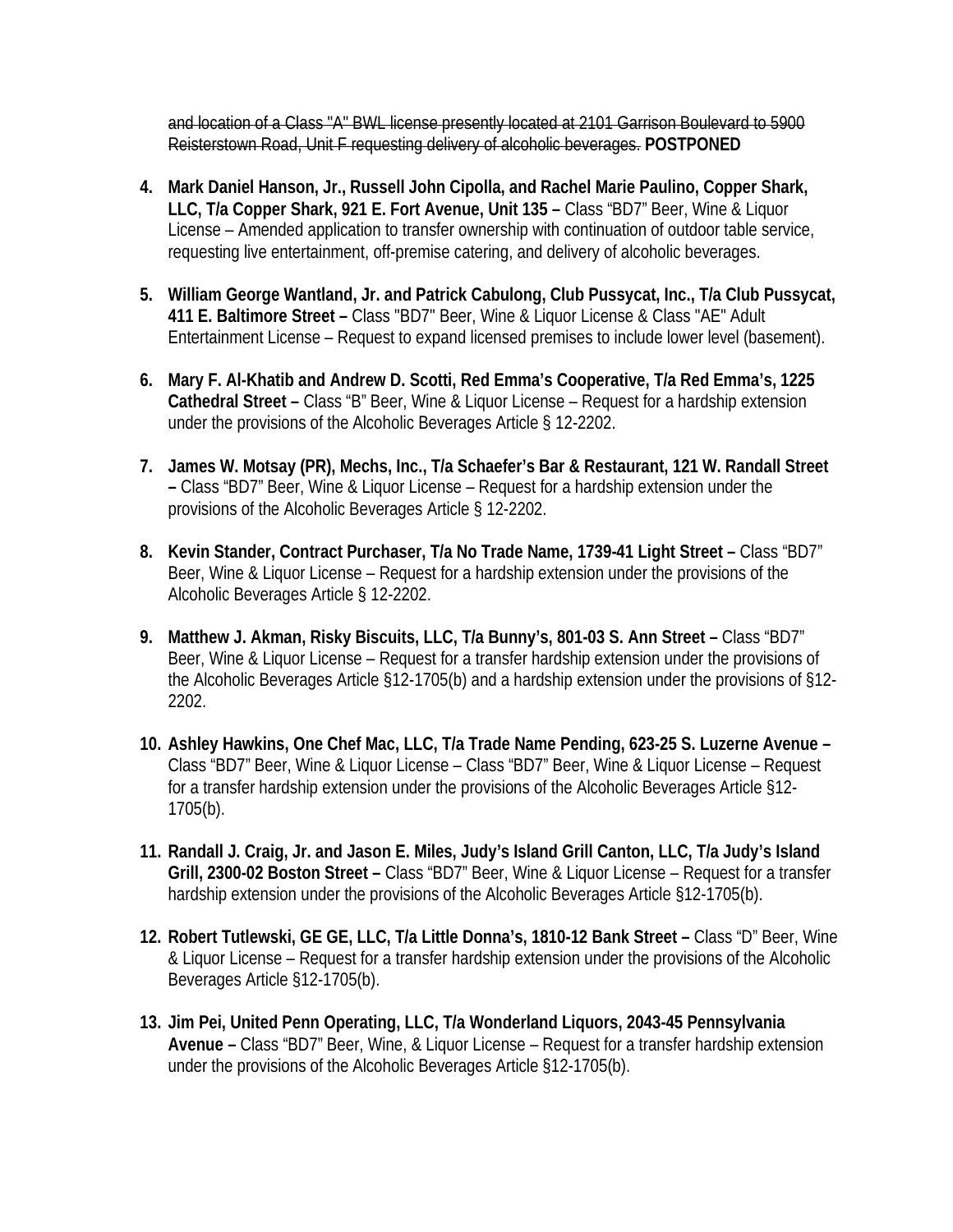~~and location of a Class "A" BWL license presently located at 2101 Garrison Boulevard to 5900 Reisterstown Road, Unit F requesting delivery of alcoholic beverages.~~ **POSTPONED**

4. **Mark Daniel Hanson, Jr., Russell John Cipolla, and Rachel Marie Paulino, Copper Shark, LLC, T/a Copper Shark, 921 E. Fort Avenue, Unit 135 –** Class "BD7" Beer, Wine & Liquor License – Amended application to transfer ownership with continuation of outdoor table service, requesting live entertainment, off-premise catering, and delivery of alcoholic beverages.

5. **William George Wantland, Jr. and Patrick Cabulong, Club Pussycat, Inc., T/a Club Pussycat, 411 E. Baltimore Street –** Class "BD7" Beer, Wine & Liquor License & Class "AE" Adult Entertainment License – Request to expand licensed premises to include lower level (basement).

6. **Mary F. Al-Khatib and Andrew D. Scotti, Red Emma's Cooperative, T/a Red Emma's, 1225 Cathedral Street –** Class "B" Beer, Wine & Liquor License – Request for a hardship extension under the provisions of the Alcoholic Beverages Article § 12-2202.

7. **James W. Motsay (PR), Mechs, Inc., T/a Schaefer's Bar & Restaurant, 121 W. Randall Street –** Class "BD7" Beer, Wine & Liquor License – Request for a hardship extension under the provisions of the Alcoholic Beverages Article § 12-2202.

8. **Kevin Stander, Contract Purchaser, T/a No Trade Name, 1739-41 Light Street –** Class "BD7" Beer, Wine & Liquor License – Request for a hardship extension under the provisions of the Alcoholic Beverages Article § 12-2202.

9. **Matthew J. Akman, Risky Biscuits, LLC, T/a Bunny's, 801-03 S. Ann Street –** Class "BD7" Beer, Wine & Liquor License – Request for a transfer hardship extension under the provisions of the Alcoholic Beverages Article §12-1705(b) and a hardship extension under the provisions of §12-2202.

10. **Ashley Hawkins, One Chef Mac, LLC, T/a Trade Name Pending, 623-25 S. Luzerne Avenue –** Class "BD7" Beer, Wine & Liquor License – Class "BD7" Beer, Wine & Liquor License – Request for a transfer hardship extension under the provisions of the Alcoholic Beverages Article §12-1705(b).

11. **Randall J. Craig, Jr. and Jason E. Miles, Judy's Island Grill Canton, LLC, T/a Judy's Island Grill, 2300-02 Boston Street –** Class "BD7" Beer, Wine & Liquor License – Request for a transfer hardship extension under the provisions of the Alcoholic Beverages Article §12-1705(b).

12. **Robert Tutlewski, GE GE, LLC, T/a Little Donna's, 1810-12 Bank Street –** Class "D" Beer, Wine & Liquor License – Request for a transfer hardship extension under the provisions of the Alcoholic Beverages Article §12-1705(b).

13. **Jim Pei, United Penn Operating, LLC, T/a Wonderland Liquors, 2043-45 Pennsylvania Avenue –** Class "BD7" Beer, Wine, & Liquor License – Request for a transfer hardship extension under the provisions of the Alcoholic Beverages Article §12-1705(b).